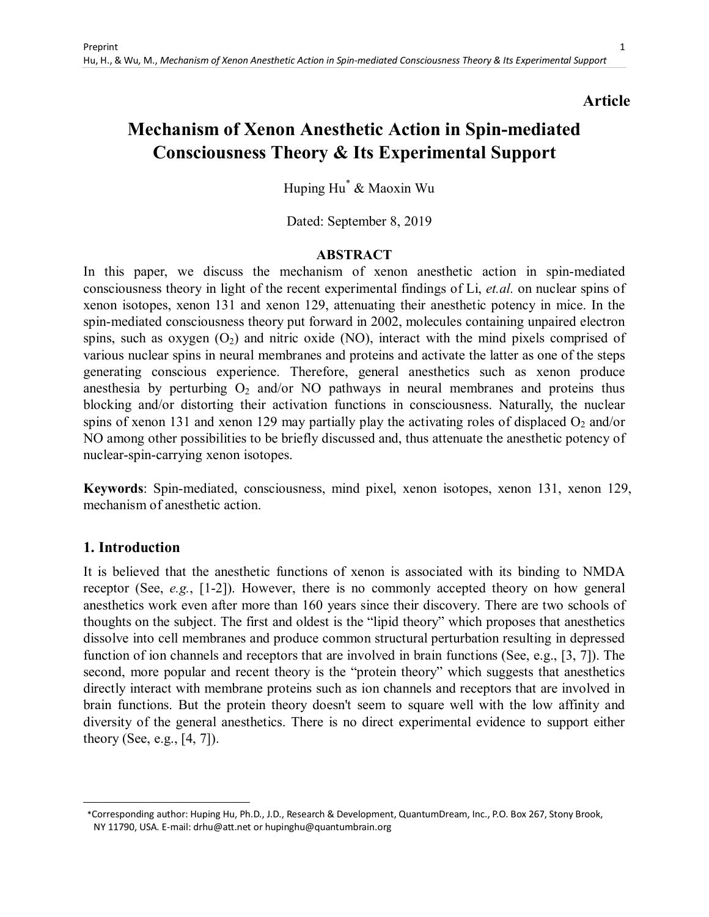**Article**

# Mechanism of Xenon Anesthetic Action in Spin-mediated Consciousness Theory & Its Experimental Support

Huping Hu* & Maoxin Wu

Dated: September 8, 2019

### ABSTRACT

In this paper, we discuss the mechanism of xenon anesthetic action in spin-mediated consciousness theory in light of the recent experimental findings of Li, *et.al.* on nuclear spins of xenon isotopes, xenon 131 and xenon 129, attenuating their anesthetic potency in mice. In the spin-mediated consciousness theory put forward in 2002, molecules containing unpaired electron spins, such as oxygen ($O_2$) and nitric oxide (NO), interact with the mind pixels comprised of various nuclear spins in neural membranes and proteins and activate the latter as one of the steps generating conscious experience. Therefore, general anesthetics such as xenon produce anesthesia by perturbing $O_2$ and/or NO pathways in neural membranes and proteins thus blocking and/or distorting their activation functions in consciousness. Naturally, the nuclear spins of xenon 131 and xenon 129 may partially play the activating roles of displaced $O_2$ and/or NO among other possibilities to be briefly discussed and, thus attenuate the anesthetic potency of nuclear-spin-carrying xenon isotopes.

**Keywords**: Spin-mediated, consciousness, mind pixel, xenon isotopes, xenon 131, xenon 129, mechanism of anesthetic action.

## 1. Introduction

It is believed that the anesthetic functions of xenon is associated with its binding to NMDA receptor (See, *e.g.*, [1-2]). However, there is no commonly accepted theory on how general anesthetics work even after more than 160 years since their discovery. There are two schools of thoughts on the subject. The first and oldest is the "lipid theory" which proposes that anesthetics dissolve into cell membranes and produce common structural perturbation resulting in depressed function of ion channels and receptors that are involved in brain functions (See, e.g., [3, 7]). The second, more popular and recent theory is the "protein theory" which suggests that anesthetics directly interact with membrane proteins such as ion channels and receptors that are involved in brain functions. But the protein theory doesn't seem to square well with the low affinity and diversity of the general anesthetics. There is no direct experimental evidence to support either theory (See, e.g., [4, 7]).

*Corresponding author: Huping Hu, Ph.D., J.D., Research & Development, QuantumDream, Inc., P.O. Box 267, Stony Brook, NY 11790, USA. E-mail: drhu@att.net or hupinghu@quantumbrain.org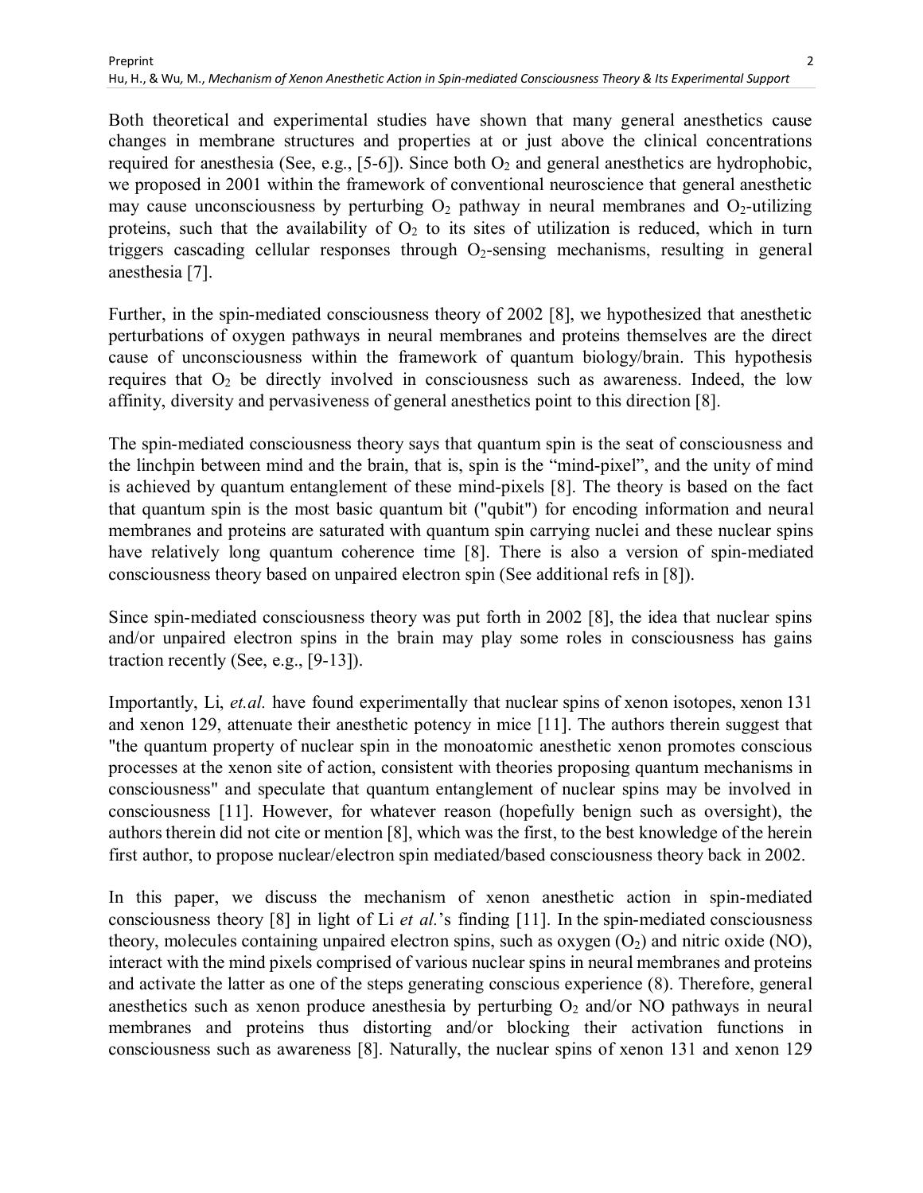Both theoretical and experimental studies have shown that many general anesthetics cause changes in membrane structures and properties at or just above the clinical concentrations required for anesthesia (See, e.g., [5-6]). Since both $O_2$ and general anesthetics are hydrophobic, we proposed in 2001 within the framework of conventional neuroscience that general anesthetic may cause unconsciousness by perturbing $O_2$ pathway in neural membranes and $O_2$-utilizing proteins, such that the availability of $O_2$ to its sites of utilization is reduced, which in turn triggers cascading cellular responses through $O_2$-sensing mechanisms, resulting in general anesthesia [7].

Further, in the spin-mediated consciousness theory of 2002 [8], we hypothesized that anesthetic perturbations of oxygen pathways in neural membranes and proteins themselves are the direct cause of unconsciousness within the framework of quantum biology/brain. This hypothesis requires that $O_2$ be directly involved in consciousness such as awareness. Indeed, the low affinity, diversity and pervasiveness of general anesthetics point to this direction [8].

The spin-mediated consciousness theory says that quantum spin is the seat of consciousness and the linchpin between mind and the brain, that is, spin is the "mind-pixel", and the unity of mind is achieved by quantum entanglement of these mind-pixels [8]. The theory is based on the fact that quantum spin is the most basic quantum bit ("qubit") for encoding information and neural membranes and proteins are saturated with quantum spin carrying nuclei and these nuclear spins have relatively long quantum coherence time [8]. There is also a version of spin-mediated consciousness theory based on unpaired electron spin (See additional refs in [8]).

Since spin-mediated consciousness theory was put forth in 2002 [8], the idea that nuclear spins and/or unpaired electron spins in the brain may play some roles in consciousness has gains traction recently (See, e.g., [9-13]).

Importantly, Li, *et.al.* have found experimentally that nuclear spins of xenon isotopes, xenon 131 and xenon 129, attenuate their anesthetic potency in mice [11]. The authors therein suggest that "the quantum property of nuclear spin in the monoatomic anesthetic xenon promotes conscious processes at the xenon site of action, consistent with theories proposing quantum mechanisms in consciousness" and speculate that quantum entanglement of nuclear spins may be involved in consciousness [11]. However, for whatever reason (hopefully benign such as oversight), the authors therein did not cite or mention [8], which was the first, to the best knowledge of the herein first author, to propose nuclear/electron spin mediated/based consciousness theory back in 2002.

In this paper, we discuss the mechanism of xenon anesthetic action in spin-mediated consciousness theory [8] in light of Li *et al.*'s finding [11]. In the spin-mediated consciousness theory, molecules containing unpaired electron spins, such as oxygen ($O_2$) and nitric oxide (NO), interact with the mind pixels comprised of various nuclear spins in neural membranes and proteins and activate the latter as one of the steps generating conscious experience (8). Therefore, general anesthetics such as xenon produce anesthesia by perturbing $O_2$ and/or NO pathways in neural membranes and proteins thus distorting and/or blocking their activation functions in consciousness such as awareness [8]. Naturally, the nuclear spins of xenon 131 and xenon 129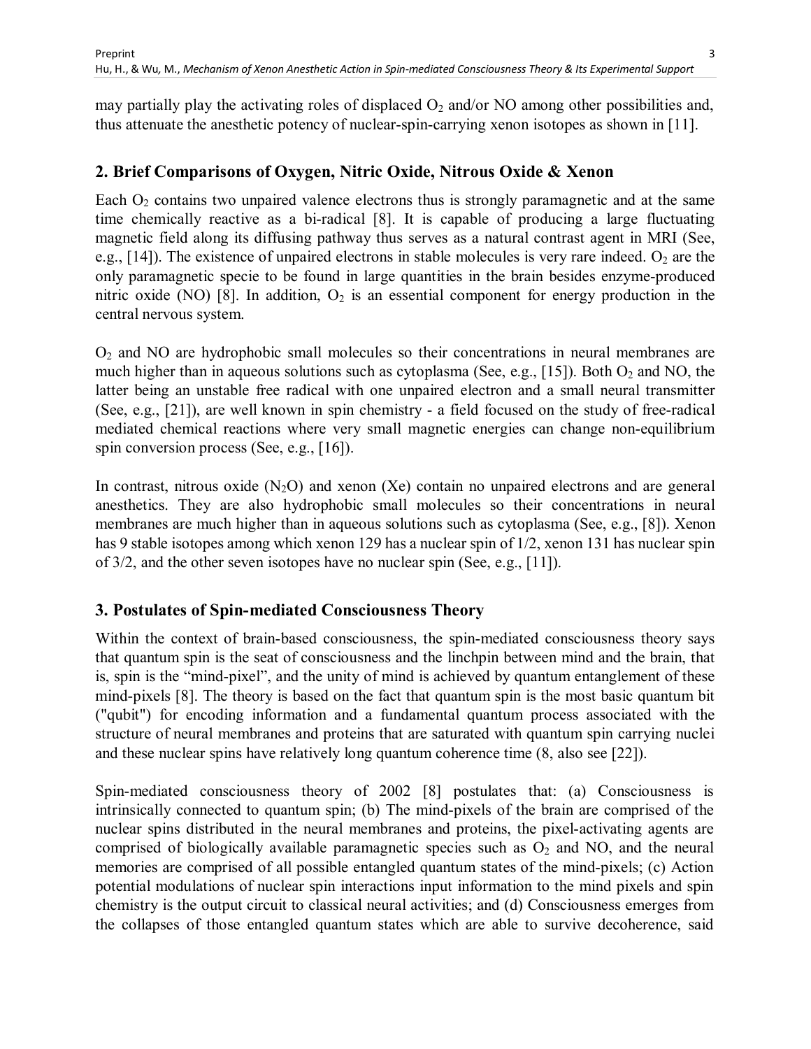may partially play the activating roles of displaced $O_2$ and/or NO among other possibilities and, thus attenuate the anesthetic potency of nuclear-spin-carrying xenon isotopes as shown in [11].

## 2. Brief Comparisons of Oxygen, Nitric Oxide, Nitrous Oxide & Xenon

Each $O_2$ contains two unpaired valence electrons thus is strongly paramagnetic and at the same time chemically reactive as a bi-radical [8]. It is capable of producing a large fluctuating magnetic field along its diffusing pathway thus serves as a natural contrast agent in MRI (See, e.g., [14]). The existence of unpaired electrons in stable molecules is very rare indeed. $O_2$ are the only paramagnetic specie to be found in large quantities in the brain besides enzyme-produced nitric oxide (NO) [8]. In addition, $O_2$ is an essential component for energy production in the central nervous system.

$O_2$ and NO are hydrophobic small molecules so their concentrations in neural membranes are much higher than in aqueous solutions such as cytoplasma (See, e.g., [15]). Both $O_2$ and NO, the latter being an unstable free radical with one unpaired electron and a small neural transmitter (See, e.g., [21]), are well known in spin chemistry - a field focused on the study of free-radical mediated chemical reactions where very small magnetic energies can change non-equilibrium spin conversion process (See, e.g., [16]).

In contrast, nitrous oxide ($N_2O$) and xenon (Xe) contain no unpaired electrons and are general anesthetics. They are also hydrophobic small molecules so their concentrations in neural membranes are much higher than in aqueous solutions such as cytoplasma (See, e.g., [8]). Xenon has 9 stable isotopes among which xenon 129 has a nuclear spin of 1/2, xenon 131 has nuclear spin of 3/2, and the other seven isotopes have no nuclear spin (See, e.g., [11]).

## 3. Postulates of Spin-mediated Consciousness Theory

Within the context of brain-based consciousness, the spin-mediated consciousness theory says that quantum spin is the seat of consciousness and the linchpin between mind and the brain, that is, spin is the "mind-pixel", and the unity of mind is achieved by quantum entanglement of these mind-pixels [8]. The theory is based on the fact that quantum spin is the most basic quantum bit ("qubit") for encoding information and a fundamental quantum process associated with the structure of neural membranes and proteins that are saturated with quantum spin carrying nuclei and these nuclear spins have relatively long quantum coherence time (8, also see [22]).

Spin-mediated consciousness theory of 2002 [8] postulates that: (a) Consciousness is intrinsically connected to quantum spin; (b) The mind-pixels of the brain are comprised of the nuclear spins distributed in the neural membranes and proteins, the pixel-activating agents are comprised of biologically available paramagnetic species such as $O_2$ and NO, and the neural memories are comprised of all possible entangled quantum states of the mind-pixels; (c) Action potential modulations of nuclear spin interactions input information to the mind pixels and spin chemistry is the output circuit to classical neural activities; and (d) Consciousness emerges from the collapses of those entangled quantum states which are able to survive decoherence, said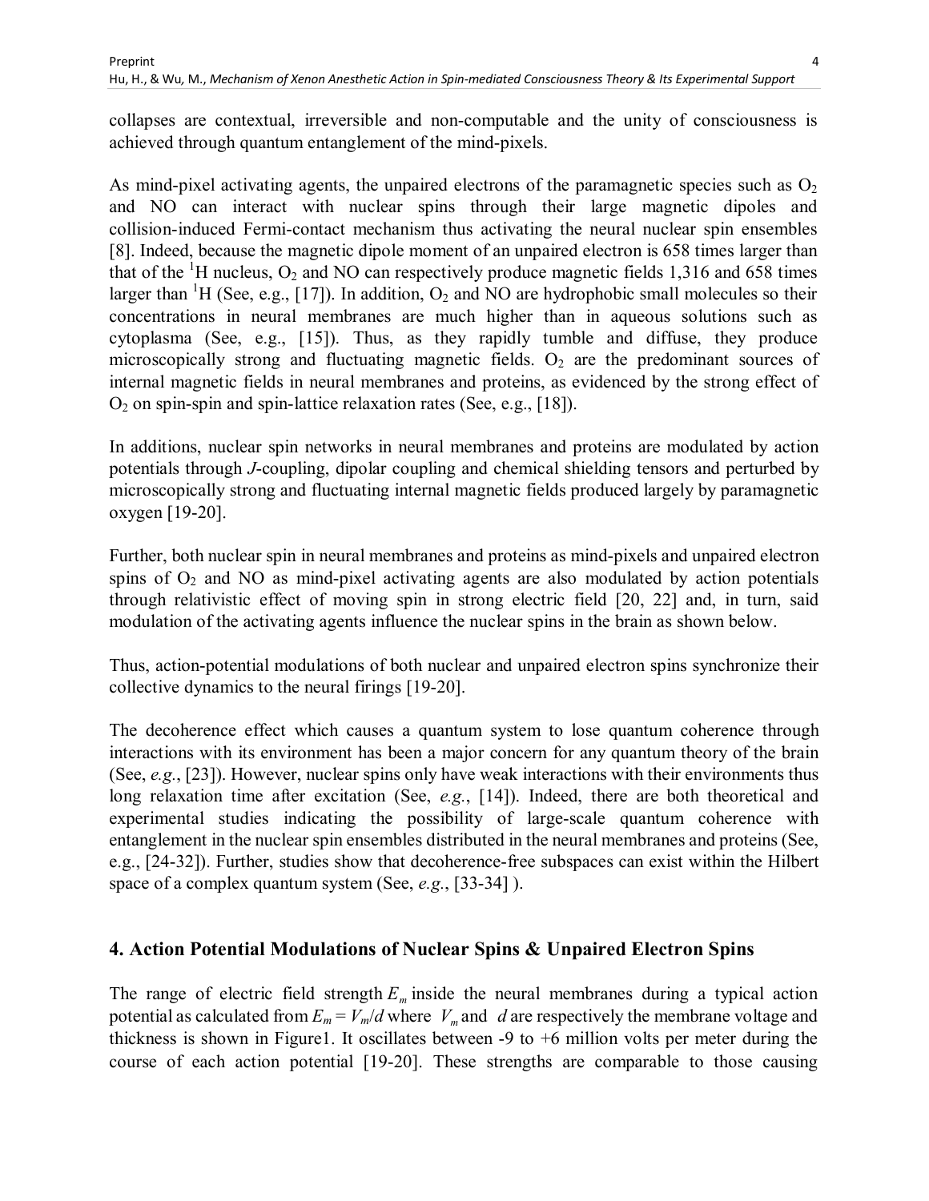collapses are contextual, irreversible and non-computable and the unity of consciousness is achieved through quantum entanglement of the mind-pixels.

As mind-pixel activating agents, the unpaired electrons of the paramagnetic species such as $O_2$ and NO can interact with nuclear spins through their large magnetic dipoles and collision-induced Fermi-contact mechanism thus activating the neural nuclear spin ensembles [8]. Indeed, because the magnetic dipole moment of an unpaired electron is 658 times larger than that of the $^1H$ nucleus, $O_2$ and NO can respectively produce magnetic fields 1,316 and 658 times larger than $^1H$ (See, e.g., [17]). In addition, $O_2$ and NO are hydrophobic small molecules so their concentrations in neural membranes are much higher than in aqueous solutions such as cytoplasma (See, e.g., [15]). Thus, as they rapidly tumble and diffuse, they produce microscopically strong and fluctuating magnetic fields. $O_2$ are the predominant sources of internal magnetic fields in neural membranes and proteins, as evidenced by the strong effect of $O_2$ on spin-spin and spin-lattice relaxation rates (See, e.g., [18]).

In additions, nuclear spin networks in neural membranes and proteins are modulated by action potentials through *J*-coupling, dipolar coupling and chemical shielding tensors and perturbed by microscopically strong and fluctuating internal magnetic fields produced largely by paramagnetic oxygen [19-20].

Further, both nuclear spin in neural membranes and proteins as mind-pixels and unpaired electron spins of $O_2$ and NO as mind-pixel activating agents are also modulated by action potentials through relativistic effect of moving spin in strong electric field [20, 22] and, in turn, said modulation of the activating agents influence the nuclear spins in the brain as shown below.

Thus, action-potential modulations of both nuclear and unpaired electron spins synchronize their collective dynamics to the neural firings [19-20].

The decoherence effect which causes a quantum system to lose quantum coherence through interactions with its environment has been a major concern for any quantum theory of the brain (See, *e.g.*, [23]). However, nuclear spins only have weak interactions with their environments thus long relaxation time after excitation (See, *e.g.*, [14]). Indeed, there are both theoretical and experimental studies indicating the possibility of large-scale quantum coherence with entanglement in the nuclear spin ensembles distributed in the neural membranes and proteins (See, e.g., [24-32]). Further, studies show that decoherence-free subspaces can exist within the Hilbert space of a complex quantum system (See, *e.g.*, [33-34] ).

## 4. Action Potential Modulations of Nuclear Spins & Unpaired Electron Spins

The range of electric field strength $E_m$ inside the neural membranes during a typical action potential as calculated from $E_m = V_m/d$ where $V_m$ and $d$ are respectively the membrane voltage and thickness is shown in Figure1. It oscillates between -9 to +6 million volts per meter during the course of each action potential [19-20]. These strengths are comparable to those causing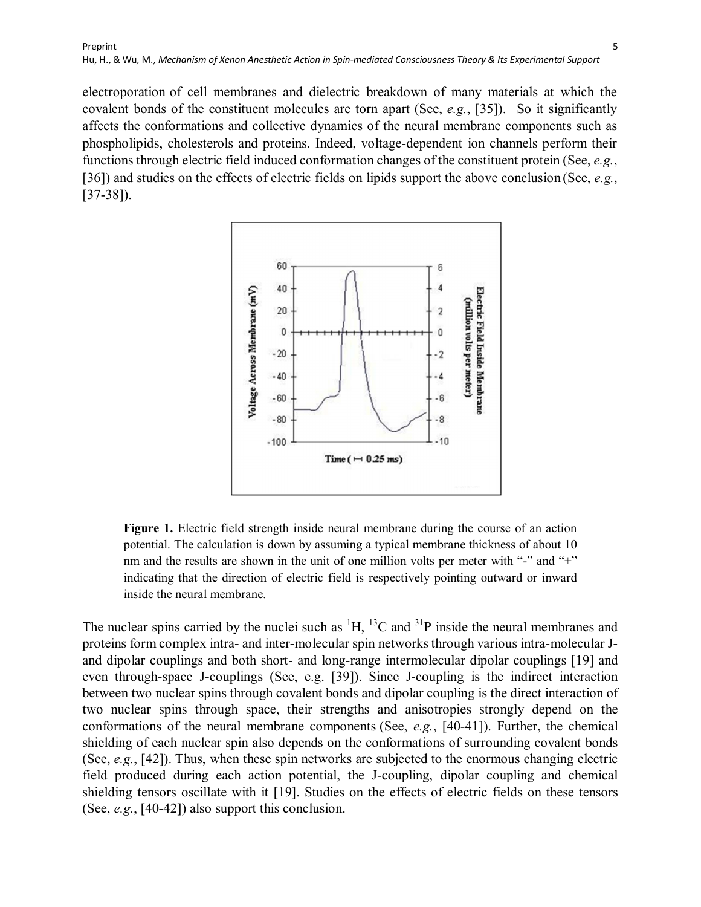electroporation of cell membranes and dielectric breakdown of many materials at which the covalent bonds of the constituent molecules are torn apart (See, *e.g.*, [35]). So it significantly affects the conformations and collective dynamics of the neural membrane components such as phospholipids, cholesterols and proteins. Indeed, voltage-dependent ion channels perform their functions through electric field induced conformation changes of the constituent protein (See, *e.g.*, [36]) and studies on the effects of electric fields on lipids support the above conclusion (See, *e.g.*, [37-38]).

Voltage Across Membrane (mV)

60
40
20
0
-20
-40
-60
-80
-100

Electric Field Inside Membrane (million volts per meter)

6
4
2
0
-2
-4
-6
-8
-10

Time (⊢ 0.25 ms)

**Figure 1.** Electric field strength inside neural membrane during the course of an action potential. The calculation is down by assuming a typical membrane thickness of about 10 nm and the results are shown in the unit of one million volts per meter with "-" and "+" indicating that the direction of electric field is respectively pointing outward or inward inside the neural membrane.

The nuclear spins carried by the nuclei such as $^{1}H$, $^{13}C$ and $^{31}P$ inside the neural membranes and proteins form complex intra- and inter-molecular spin networks through various intra-molecular J- and dipolar couplings and both short- and long-range intermolecular dipolar couplings [19] and even through-space J-couplings (See, e.g. [39]). Since J-coupling is the indirect interaction between two nuclear spins through covalent bonds and dipolar coupling is the direct interaction of two nuclear spins through space, their strengths and anisotropies strongly depend on the conformations of the neural membrane components (See, *e.g.*, [40-41]). Further, the chemical shielding of each nuclear spin also depends on the conformations of surrounding covalent bonds (See, *e.g.*, [42]). Thus, when these spin networks are subjected to the enormous changing electric field produced during each action potential, the J-coupling, dipolar coupling and chemical shielding tensors oscillate with it [19]. Studies on the effects of electric fields on these tensors (See, *e.g.*, [40-42]) also support this conclusion.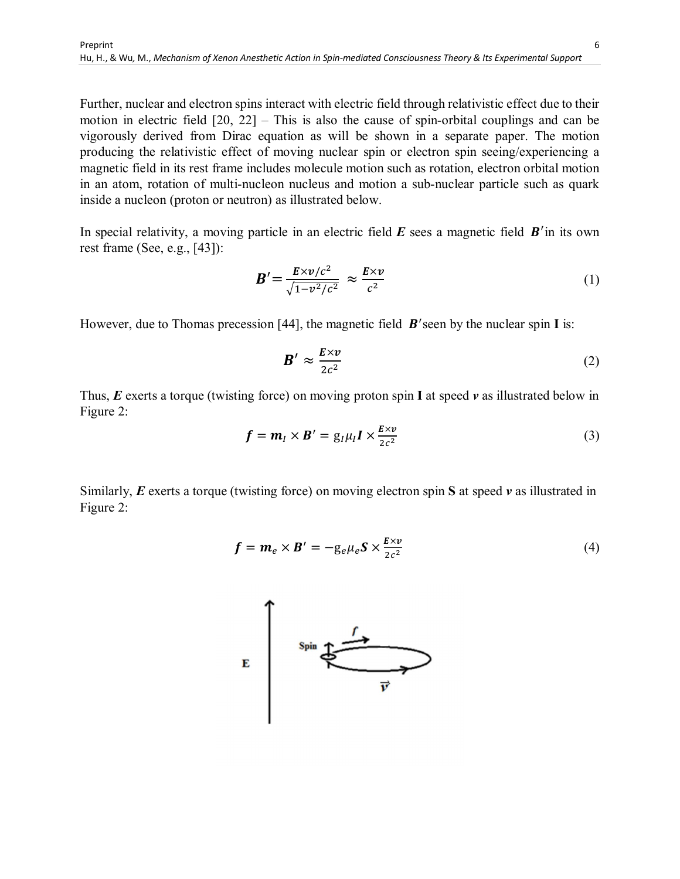Further, nuclear and electron spins interact with electric field through relativistic effect due to their motion in electric field [20, 22] – This is also the cause of spin-orbital couplings and can be vigorously derived from Dirac equation as will be shown in a separate paper. The motion producing the relativistic effect of moving nuclear spin or electron spin seeing/experiencing a magnetic field in its rest frame includes molecule motion such as rotation, electron orbital motion in an atom, rotation of multi-nucleon nucleus and motion a sub-nuclear particle such as quark inside a nucleon (proton or neutron) as illustrated below.

In special relativity, a moving particle in an electric field $\boldsymbol{E}$ sees a magnetic field $\boldsymbol{B}'$ in its own rest frame (See, e.g., [43]):

$$\boldsymbol{B}' = \frac{\boldsymbol{E}\times\boldsymbol{v}/c^2}{\sqrt{1-v^2/c^2}} \approx \frac{\boldsymbol{E}\times\boldsymbol{v}}{c^2} \tag{1}$$

However, due to Thomas precession [44], the magnetic field $\boldsymbol{B}'$ seen by the nuclear spin **I** is:

$$\boldsymbol{B}' \approx \frac{\boldsymbol{E}\times\boldsymbol{v}}{2c^2} \tag{2}$$

Thus, $\boldsymbol{E}$ exerts a torque (twisting force) on moving proton spin **I** at speed $\boldsymbol{v}$ as illustrated below in Figure 2:

$$\boldsymbol{f} = \boldsymbol{m}_I \times \boldsymbol{B}' = g_I \mu_I \boldsymbol{I} \times \frac{\boldsymbol{E}\times\boldsymbol{v}}{2c^2} \tag{3}$$

Similarly, $\boldsymbol{E}$ exerts a torque (twisting force) on moving electron spin **S** at speed $\boldsymbol{v}$ as illustrated in Figure 2:

$$\boldsymbol{f} = \boldsymbol{m}_e \times \boldsymbol{B}' = -g_e \mu_e \boldsymbol{S} \times \frac{\boldsymbol{E}\times\boldsymbol{v}}{2c^2} \tag{4}$$

E

Spin

f

$\vec{v}$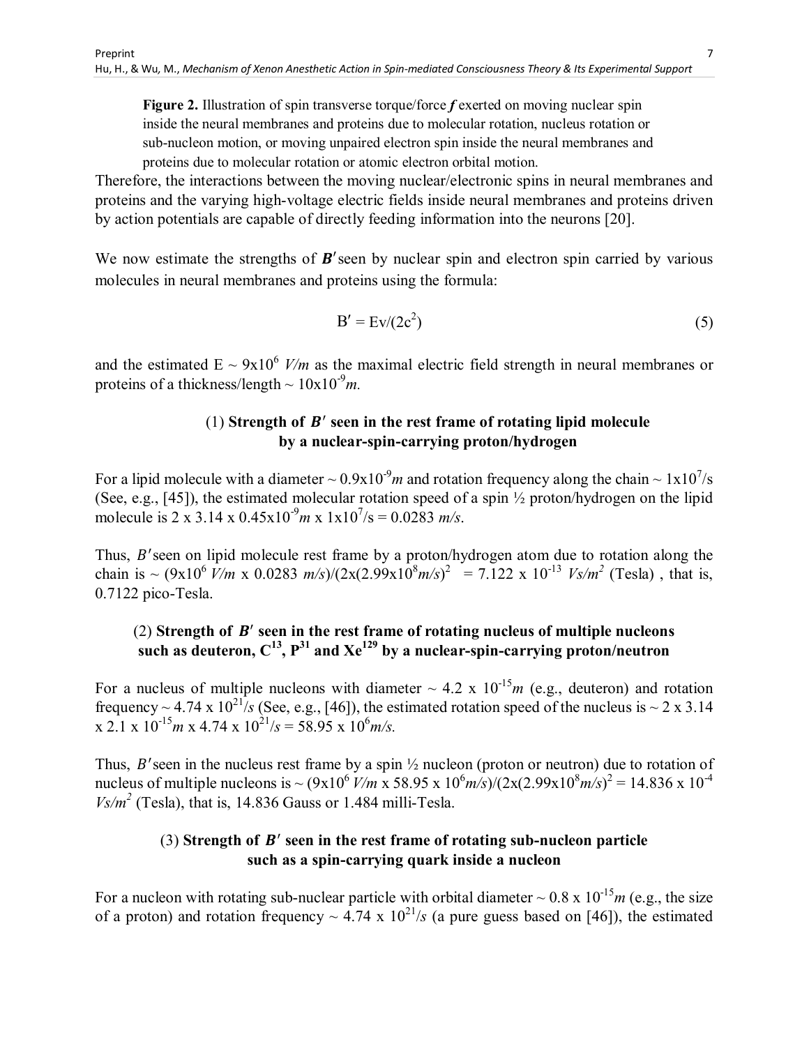**Figure 2.** Illustration of spin transverse torque/force ***f*** exerted on moving nuclear spin inside the neural membranes and proteins due to molecular rotation, nucleus rotation or sub-nucleon motion, or moving unpaired electron spin inside the neural membranes and proteins due to molecular rotation or atomic electron orbital motion.

Therefore, the interactions between the moving nuclear/electronic spins in neural membranes and proteins and the varying high-voltage electric fields inside neural membranes and proteins driven by action potentials are capable of directly feeding information into the neurons [20].

We now estimate the strengths of $\boldsymbol{B'}$ seen by nuclear spin and electron spin carried by various molecules in neural membranes and proteins using the formula:

$$B' = Ev/(2c^2) \tag{5}$$

and the estimated $E \sim 9\text{x}10^6$ *V/m* as the maximal electric field strength in neural membranes or proteins of a thickness/length $\sim 10\text{x}10^{-9}$*m.*

### (1) Strength of $\boldsymbol{B'}$ seen in the rest frame of rotating lipid molecule by a nuclear-spin-carrying proton/hydrogen

For a lipid molecule with a diameter $\sim 0.9\text{x}10^{-9}$*m* and rotation frequency along the chain $\sim 1\text{x}10^7$/s (See, e.g., [45]), the estimated molecular rotation speed of a spin ½ proton/hydrogen on the lipid molecule is $2 \text{ x } 3.14 \text{ x } 0.45\text{x}10^{-9}$*m* x $1\text{x}10^7$/s = 0.0283 *m/s*.

Thus, $B'$ seen on lipid molecule rest frame by a proton/hydrogen atom due to rotation along the chain is $\sim (9\text{x}10^6$ *V/m* x 0.0283 *m/s*)/(2x(2.99x$10^8$*m/s*)$^2$ = 7.122 x $10^{-13}$ *Vs/m*$^2$ (Tesla) , that is, 0.7122 pico-Tesla.

### (2) Strength of $\boldsymbol{B'}$ seen in the rest frame of rotating nucleus of multiple nucleons such as deuteron, $C^{13}$, $P^{31}$ and $Xe^{129}$ by a nuclear-spin-carrying proton/neutron

For a nucleus of multiple nucleons with diameter $\sim 4.2 \text{ x } 10^{-15}$*m* (e.g., deuteron) and rotation frequency $\sim 4.74 \text{ x } 10^{21}$*/s* (See, e.g., [46]), the estimated rotation speed of the nucleus is $\sim$ 2 x 3.14 x 2.1 x $10^{-15}$*m* x 4.74 x $10^{21}$*/s* = 58.95 x $10^6$*m/s.*

Thus, $B'$ seen in the nucleus rest frame by a spin ½ nucleon (proton or neutron) due to rotation of nucleus of multiple nucleons is $\sim (9\text{x}10^6$ *V/m* x 58.95 x $10^6$*m/s*)/(2x(2.99x$10^8$*m/s*)$^2$ = 14.836 x $10^{-4}$ *Vs/m*$^2$ (Tesla), that is, 14.836 Gauss or 1.484 milli-Tesla.

### (3) Strength of $\boldsymbol{B'}$ seen in the rest frame of rotating sub-nucleon particle such as a spin-carrying quark inside a nucleon

For a nucleon with rotating sub-nuclear particle with orbital diameter $\sim 0.8 \text{ x } 10^{-15}$*m* (e.g., the size of a proton) and rotation frequency $\sim 4.74 \text{ x } 10^{21}$*/s* (a pure guess based on [46]), the estimated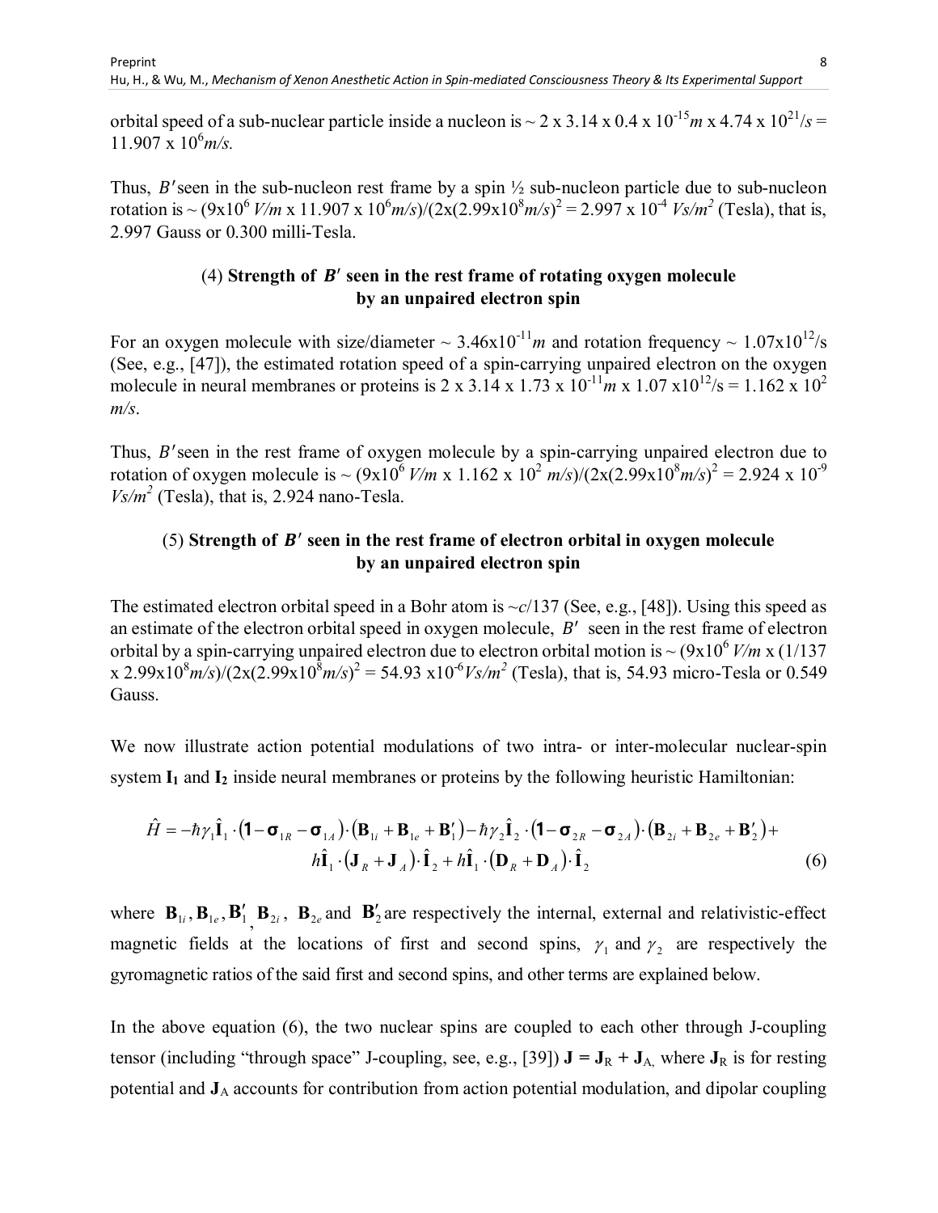orbital speed of a sub-nuclear particle inside a nucleon is ~ 2 x 3.14 x 0.4 x $10^{-15}$*m* x 4.74 x $10^{21}$/*s* = 11.907 x $10^{6}$*m/s*.

Thus, $B'$ seen in the sub-nucleon rest frame by a spin ½ sub-nucleon particle due to sub-nucleon rotation is ~ (9x$10^{6}$ *V/m* x 11.907 x $10^{6}$*m/s*)/(2x(2.99x$10^{8}$*m/s*)$^{2}$ = 2.997 x $10^{-4}$ *Vs/m*$^{2}$ (Tesla), that is, 2.997 Gauss or 0.300 milli-Tesla.

### (4) Strength of $B'$ seen in the rest frame of rotating oxygen molecule by an unpaired electron spin

For an oxygen molecule with size/diameter ~ 3.46x$10^{-11}$*m* and rotation frequency ~ 1.07x$10^{12}$/s (See, e.g., [47]), the estimated rotation speed of a spin-carrying unpaired electron on the oxygen molecule in neural membranes or proteins is 2 x 3.14 x 1.73 x $10^{-11}$*m* x 1.07 x$10^{12}$/s = 1.162 x $10^{2}$ *m/s*.

Thus, $B'$ seen in the rest frame of oxygen molecule by a spin-carrying unpaired electron due to rotation of oxygen molecule is ~ (9x$10^{6}$ *V/m* x 1.162 x $10^{2}$ *m/s*)/(2x(2.99x$10^{8}$*m/s*)$^{2}$ = 2.924 x $10^{-9}$ *Vs/m*$^{2}$ (Tesla), that is, 2.924 nano-Tesla.

### (5) Strength of $B'$ seen in the rest frame of electron orbital in oxygen molecule by an unpaired electron spin

The estimated electron orbital speed in a Bohr atom is ~*c*/137 (See, e.g., [48]). Using this speed as an estimate of the electron orbital speed in oxygen molecule, $B'$ seen in the rest frame of electron orbital by a spin-carrying unpaired electron due to electron orbital motion is ~ (9x$10^{6}$ *V/m* x (1/137 x 2.99x$10^{8}$*m/s*)/(2x(2.99x$10^{8}$*m/s*)$^{2}$ = 54.93 x$10^{-6}$*Vs/m*$^{2}$ (Tesla), that is, 54.93 micro-Tesla or 0.549 Gauss.

We now illustrate action potential modulations of two intra- or inter-molecular nuclear-spin system $\mathbf{I}_1$ and $\mathbf{I}_2$ inside neural membranes or proteins by the following heuristic Hamiltonian:

$$\hat{H} = -\hbar\gamma_1 \hat{\mathbf{I}}_1 \cdot \left(\mathbf{1} - \boldsymbol{\sigma}_{1R} - \boldsymbol{\sigma}_{1A}\right)\cdot\left(\mathbf{B}_{1i} + \mathbf{B}_{1e} + \mathbf{B}'_1\right) - \hbar\gamma_2 \hat{\mathbf{I}}_2 \cdot \left(\mathbf{1} - \boldsymbol{\sigma}_{2R} - \boldsymbol{\sigma}_{2A}\right)\cdot\left(\mathbf{B}_{2i} + \mathbf{B}_{2e} + \mathbf{B}'_2\right) + h\hat{\mathbf{I}}_1 \cdot \left(\mathbf{J}_R + \mathbf{J}_A\right)\cdot \hat{\mathbf{I}}_2 + h\hat{\mathbf{I}}_1 \cdot \left(\mathbf{D}_R + \mathbf{D}_A\right)\cdot \hat{\mathbf{I}}_2 \tag{6}$$

where $\mathbf{B}_{1i}, \mathbf{B}_{1e}, \mathbf{B}'_1, \mathbf{B}_{2i}$, $\mathbf{B}_{2e}$ and $\mathbf{B}'_2$ are respectively the internal, external and relativistic-effect magnetic fields at the locations of first and second spins, $\gamma_1$ and $\gamma_2$ are respectively the gyromagnetic ratios of the said first and second spins, and other terms are explained below.

In the above equation (6), the two nuclear spins are coupled to each other through J-coupling tensor (including "through space" J-coupling, see, e.g., [39]) $\mathbf{J} = \mathbf{J}_R + \mathbf{J}_A$, where $\mathbf{J}_R$ is for resting potential and $\mathbf{J}_A$ accounts for contribution from action potential modulation, and dipolar coupling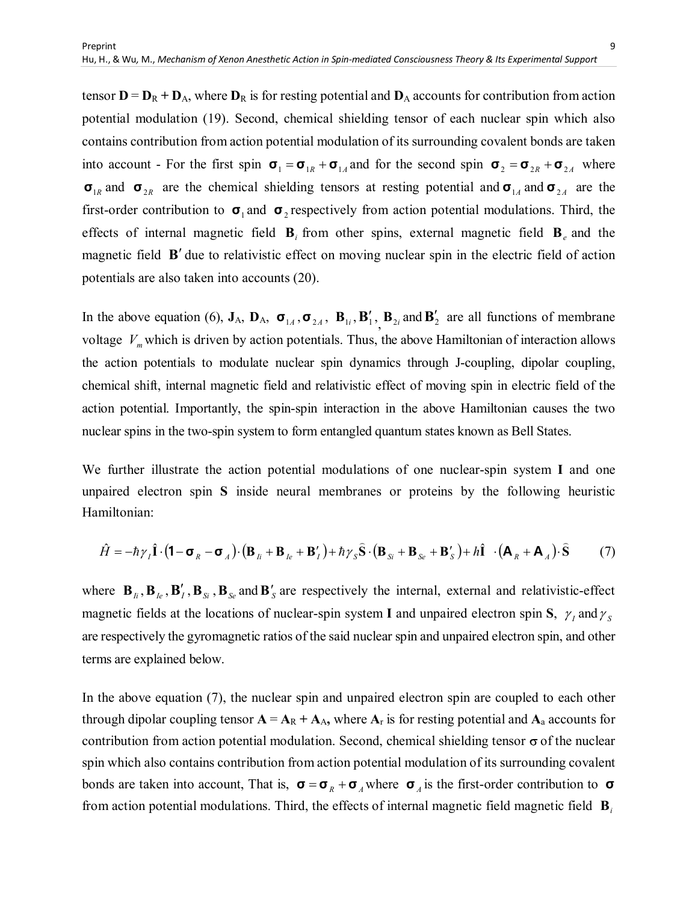tensor **D** = **D**$_R$ **+ D**$_A$, where **D**$_R$ is for resting potential and **D**$_A$ accounts for contribution from action potential modulation (19). Second, chemical shielding tensor of each nuclear spin which also contains contribution from action potential modulation of its surrounding covalent bonds are taken into account - For the first spin $\boldsymbol{\sigma}_1 = \boldsymbol{\sigma}_{1R} + \boldsymbol{\sigma}_{1A}$ and for the second spin $\boldsymbol{\sigma}_2 = \boldsymbol{\sigma}_{2R} + \boldsymbol{\sigma}_{2A}$ where $\boldsymbol{\sigma}_{1R}$ and $\boldsymbol{\sigma}_{2R}$ are the chemical shielding tensors at resting potential and $\boldsymbol{\sigma}_{1A}$ and $\boldsymbol{\sigma}_{2A}$ are the first-order contribution to $\boldsymbol{\sigma}_1$ and $\boldsymbol{\sigma}_2$ respectively from action potential modulations. Third, the effects of internal magnetic field $\mathbf{B}_i$ from other spins, external magnetic field $\mathbf{B}_e$ and the magnetic field $\mathbf{B}'$ due to relativistic effect on moving nuclear spin in the electric field of action potentials are also taken into accounts (20).

In the above equation (6), **J**$_A$, **D**$_A$, $\boldsymbol{\sigma}_{1A}, \boldsymbol{\sigma}_{2A}$, $\mathbf{B}_{1i}, \mathbf{B}'_1$, $\mathbf{B}_{2i}$ and $\mathbf{B}'_2$ are all functions of membrane voltage $V_m$ which is driven by action potentials. Thus, the above Hamiltonian of interaction allows the action potentials to modulate nuclear spin dynamics through J-coupling, dipolar coupling, chemical shift, internal magnetic field and relativistic effect of moving spin in electric field of the action potential. Importantly, the spin-spin interaction in the above Hamiltonian causes the two nuclear spins in the two-spin system to form entangled quantum states known as Bell States.

We further illustrate the action potential modulations of one nuclear-spin system **I** and one unpaired electron spin **S** inside neural membranes or proteins by the following heuristic Hamiltonian:

$$\hat{H} = -\hbar\gamma_I \hat{\mathbf{I}} \cdot \left(\mathbf{1} - \boldsymbol{\sigma}_R - \boldsymbol{\sigma}_A\right) \cdot \left(\mathbf{B}_{Ii} + \mathbf{B}_{Ie} + \mathbf{B}'_I\right) + \hbar\gamma_S \hat{\mathbf{S}} \cdot \left(\mathbf{B}_{Si} + \mathbf{B}_{Se} + \mathbf{B}'_S\right) + h\hat{\mathbf{I}} \cdot \left(\mathbf{A}_R + \mathbf{A}_A\right) \cdot \hat{\mathbf{S}} \tag{7}$$

where $\mathbf{B}_{Ii}, \mathbf{B}_{Ie}, \mathbf{B}'_I, \mathbf{B}_{Si}, \mathbf{B}_{Se}$ and $\mathbf{B}'_S$ are respectively the internal, external and relativistic-effect magnetic fields at the locations of nuclear-spin system **I** and unpaired electron spin **S**, $\gamma_I$ and $\gamma_S$ are respectively the gyromagnetic ratios of the said nuclear spin and unpaired electron spin, and other terms are explained below.

In the above equation (7), the nuclear spin and unpaired electron spin are coupled to each other through dipolar coupling tensor **A** = **A**$_R$ **+ A**$_A$**,** where **A**$_r$ is for resting potential and **A**$_a$ accounts for contribution from action potential modulation. Second, chemical shielding tensor $\sigma$ of the nuclear spin which also contains contribution from action potential modulation of its surrounding covalent bonds are taken into account, That is, $\boldsymbol{\sigma} = \boldsymbol{\sigma}_R + \boldsymbol{\sigma}_A$ where $\boldsymbol{\sigma}_A$ is the first-order contribution to $\boldsymbol{\sigma}$ from action potential modulations. Third, the effects of internal magnetic field magnetic field $\mathbf{B}_i$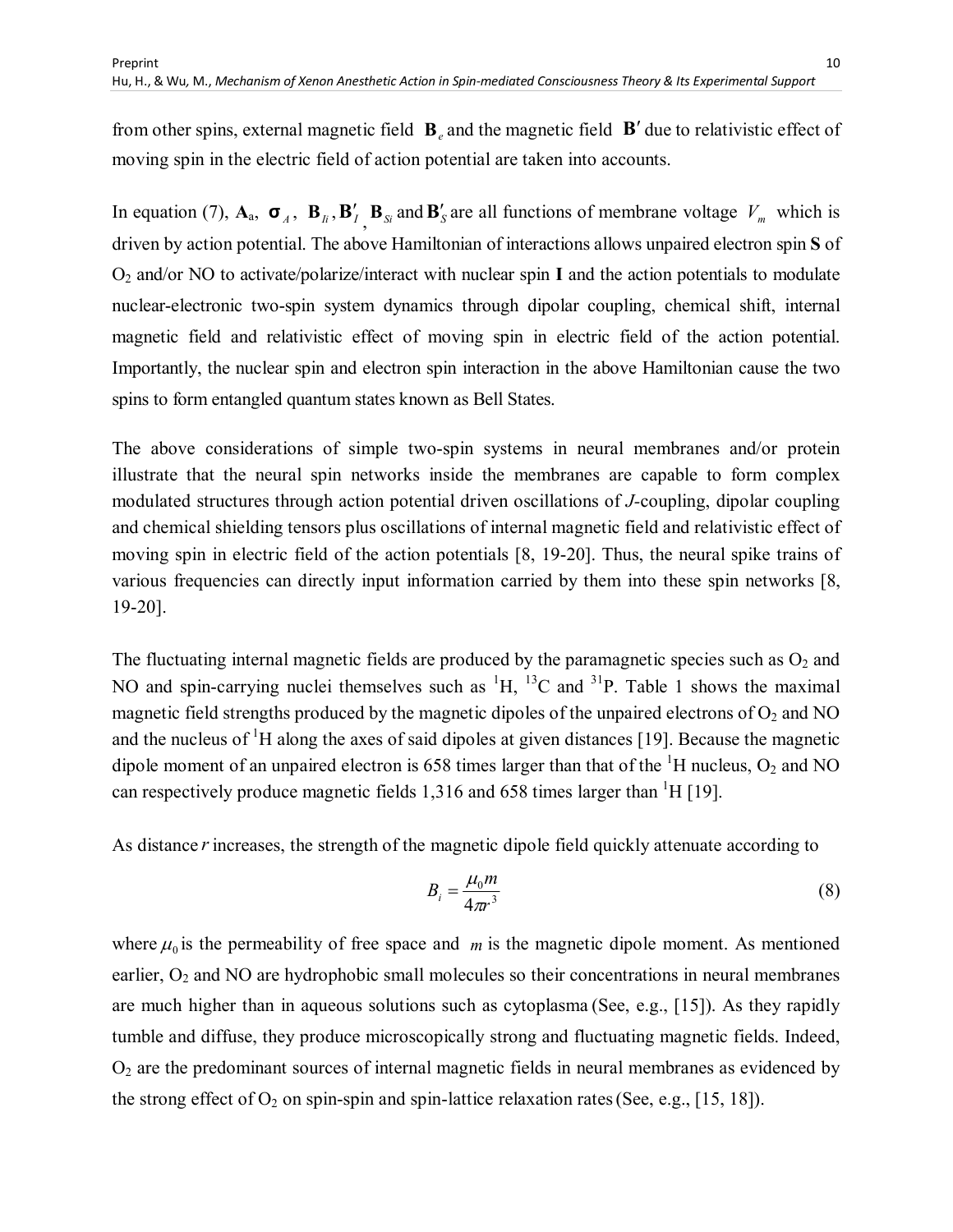from other spins, external magnetic field $\mathbf{B}_e$ and the magnetic field $\mathbf{B}'$ due to relativistic effect of moving spin in the electric field of action potential are taken into accounts.

In equation (7), $\mathbf{A}_a$, $\boldsymbol{\sigma}_A$, $\mathbf{B}_{Ii}$, $\mathbf{B}'_I$, $\mathbf{B}_{Si}$ and $\mathbf{B}'_S$ are all functions of membrane voltage $V_m$ which is driven by action potential. The above Hamiltonian of interactions allows unpaired electron spin **S** of $O_2$ and/or NO to activate/polarize/interact with nuclear spin **I** and the action potentials to modulate nuclear-electronic two-spin system dynamics through dipolar coupling, chemical shift, internal magnetic field and relativistic effect of moving spin in electric field of the action potential. Importantly, the nuclear spin and electron spin interaction in the above Hamiltonian cause the two spins to form entangled quantum states known as Bell States.

The above considerations of simple two-spin systems in neural membranes and/or protein illustrate that the neural spin networks inside the membranes are capable to form complex modulated structures through action potential driven oscillations of *J*-coupling, dipolar coupling and chemical shielding tensors plus oscillations of internal magnetic field and relativistic effect of moving spin in electric field of the action potentials [8, 19-20]. Thus, the neural spike trains of various frequencies can directly input information carried by them into these spin networks [8, 19-20].

The fluctuating internal magnetic fields are produced by the paramagnetic species such as $O_2$ and NO and spin-carrying nuclei themselves such as $^1H$, $^{13}C$ and $^{31}P$. Table 1 shows the maximal magnetic field strengths produced by the magnetic dipoles of the unpaired electrons of $O_2$ and NO and the nucleus of $^1H$ along the axes of said dipoles at given distances [19]. Because the magnetic dipole moment of an unpaired electron is 658 times larger than that of the $^1H$ nucleus, $O_2$ and NO can respectively produce magnetic fields 1,316 and 658 times larger than $^1H$ [19].

As distance $r$ increases, the strength of the magnetic dipole field quickly attenuate according to

$$B_i = \frac{\mu_0 m}{4\pi r^3} \tag{8}$$

where $\mu_0$ is the permeability of free space and $m$ is the magnetic dipole moment. As mentioned earlier, $O_2$ and NO are hydrophobic small molecules so their concentrations in neural membranes are much higher than in aqueous solutions such as cytoplasma (See, e.g., [15]). As they rapidly tumble and diffuse, they produce microscopically strong and fluctuating magnetic fields. Indeed, $O_2$ are the predominant sources of internal magnetic fields in neural membranes as evidenced by the strong effect of $O_2$ on spin-spin and spin-lattice relaxation rates (See, e.g., [15, 18]).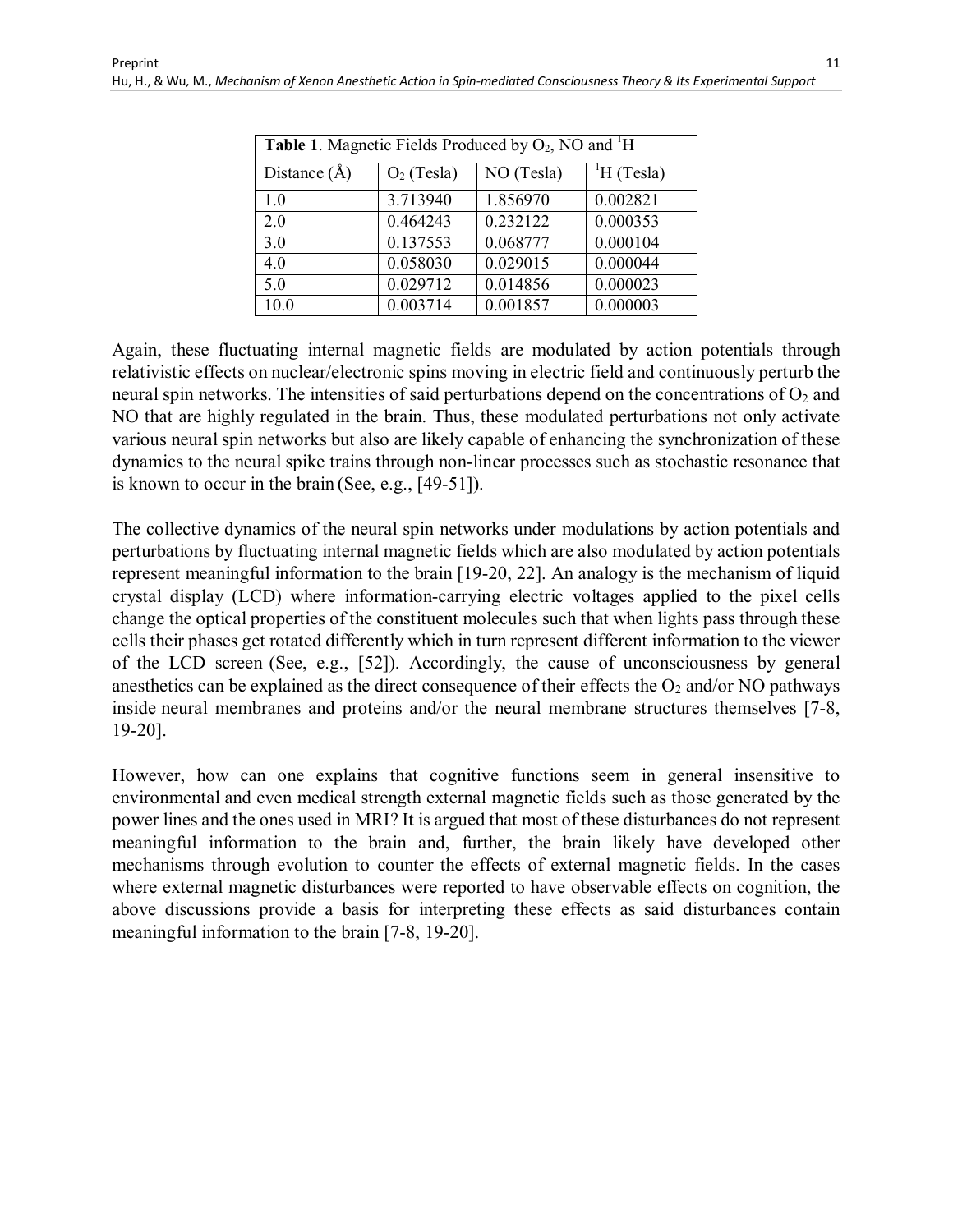**Table 1**. Magnetic Fields Produced by $O_2$, NO and $^1H$

| Distance (Å) | $O_2$ (Tesla) | NO (Tesla) | $^1H$ (Tesla) |
|---|---|---|---|
| 1.0 | 3.713940 | 1.856970 | 0.002821 |
| 2.0 | 0.464243 | 0.232122 | 0.000353 |
| 3.0 | 0.137553 | 0.068777 | 0.000104 |
| 4.0 | 0.058030 | 0.029015 | 0.000044 |
| 5.0 | 0.029712 | 0.014856 | 0.000023 |
| 10.0 | 0.003714 | 0.001857 | 0.000003 |

Again, these fluctuating internal magnetic fields are modulated by action potentials through relativistic effects on nuclear/electronic spins moving in electric field and continuously perturb the neural spin networks. The intensities of said perturbations depend on the concentrations of $O_2$ and NO that are highly regulated in the brain. Thus, these modulated perturbations not only activate various neural spin networks but also are likely capable of enhancing the synchronization of these dynamics to the neural spike trains through non-linear processes such as stochastic resonance that is known to occur in the brain (See, e.g., [49-51]).

The collective dynamics of the neural spin networks under modulations by action potentials and perturbations by fluctuating internal magnetic fields which are also modulated by action potentials represent meaningful information to the brain [19-20, 22]. An analogy is the mechanism of liquid crystal display (LCD) where information-carrying electric voltages applied to the pixel cells change the optical properties of the constituent molecules such that when lights pass through these cells their phases get rotated differently which in turn represent different information to the viewer of the LCD screen (See, e.g., [52]). Accordingly, the cause of unconsciousness by general anesthetics can be explained as the direct consequence of their effects the $O_2$ and/or NO pathways inside neural membranes and proteins and/or the neural membrane structures themselves [7-8, 19-20].

However, how can one explains that cognitive functions seem in general insensitive to environmental and even medical strength external magnetic fields such as those generated by the power lines and the ones used in MRI? It is argued that most of these disturbances do not represent meaningful information to the brain and, further, the brain likely have developed other mechanisms through evolution to counter the effects of external magnetic fields. In the cases where external magnetic disturbances were reported to have observable effects on cognition, the above discussions provide a basis for interpreting these effects as said disturbances contain meaningful information to the brain [7-8, 19-20].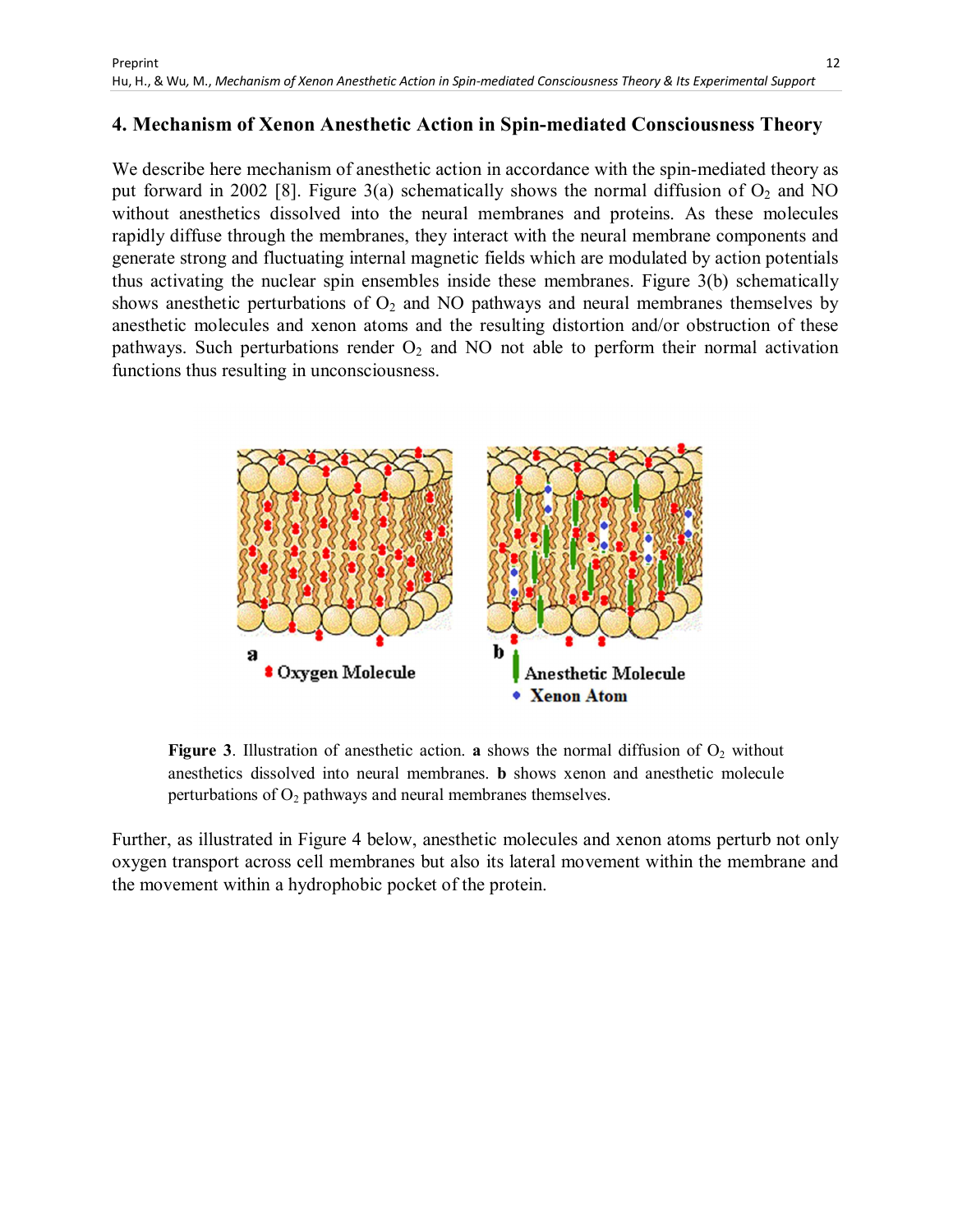## 4. Mechanism of Xenon Anesthetic Action in Spin-mediated Consciousness Theory

We describe here mechanism of anesthetic action in accordance with the spin-mediated theory as put forward in 2002 [8]. Figure 3(a) schematically shows the normal diffusion of $O_2$ and NO without anesthetics dissolved into the neural membranes and proteins. As these molecules rapidly diffuse through the membranes, they interact with the neural membrane components and generate strong and fluctuating internal magnetic fields which are modulated by action potentials thus activating the nuclear spin ensembles inside these membranes. Figure 3(b) schematically shows anesthetic perturbations of $O_2$ and NO pathways and neural membranes themselves by anesthetic molecules and xenon atoms and the resulting distortion and/or obstruction of these pathways. Such perturbations render $O_2$ and NO not able to perform their normal activation functions thus resulting in unconsciousness.

a

Oxygen Molecule

b

Anesthetic Molecule

Xenon Atom

**Figure 3**. Illustration of anesthetic action. **a** shows the normal diffusion of $O_2$ without anesthetics dissolved into neural membranes. **b** shows xenon and anesthetic molecule perturbations of $O_2$ pathways and neural membranes themselves.

Further, as illustrated in Figure 4 below, anesthetic molecules and xenon atoms perturb not only oxygen transport across cell membranes but also its lateral movement within the membrane and the movement within a hydrophobic pocket of the protein.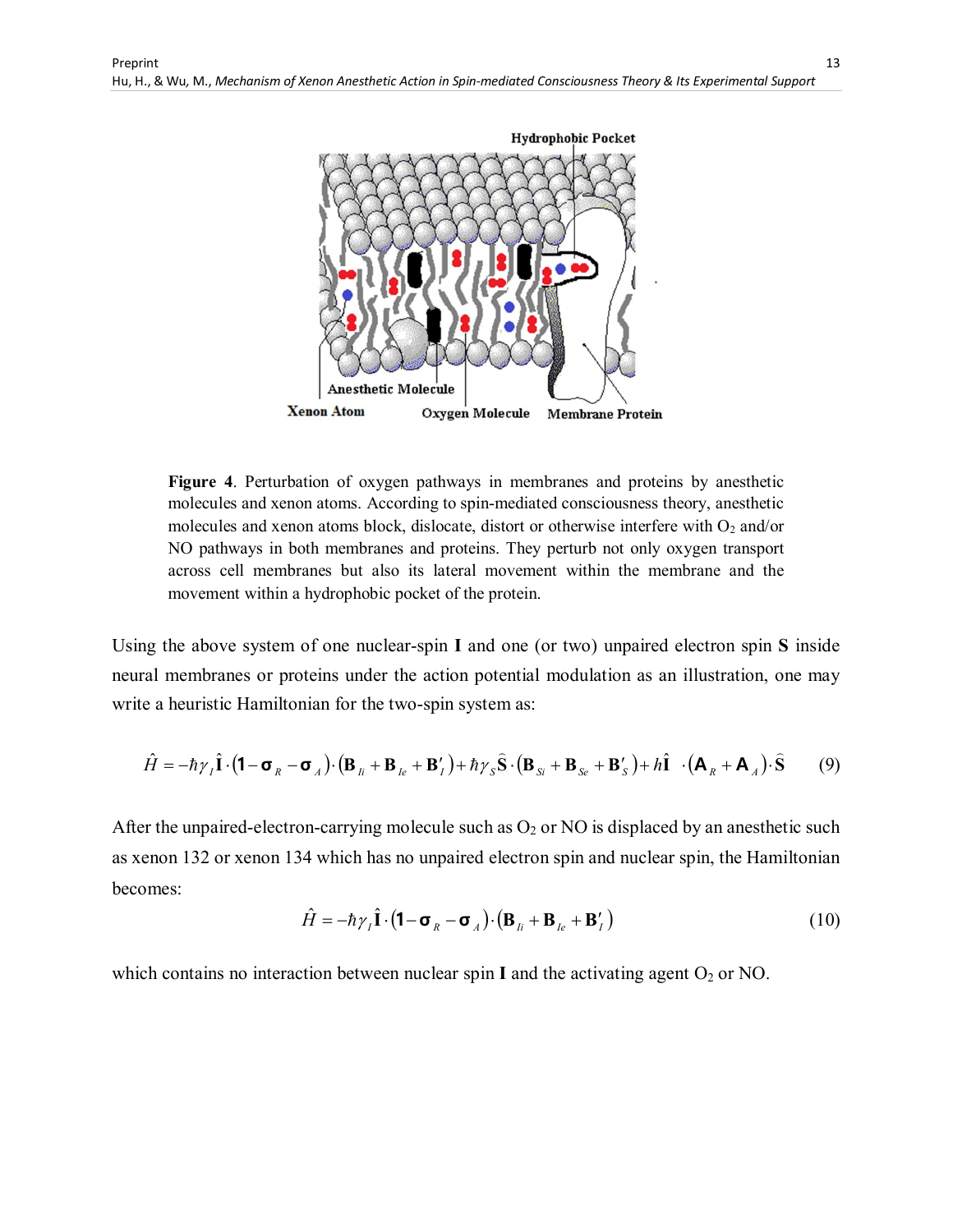Hydrophobic Pocket

Anesthetic Molecule

Xenon Atom

Oxygen Molecule

Membrane Protein

**Figure 4**. Perturbation of oxygen pathways in membranes and proteins by anesthetic molecules and xenon atoms. According to spin-mediated consciousness theory, anesthetic molecules and xenon atoms block, dislocate, distort or otherwise interfere with $O_2$ and/or NO pathways in both membranes and proteins. They perturb not only oxygen transport across cell membranes but also its lateral movement within the membrane and the movement within a hydrophobic pocket of the protein.

Using the above system of one nuclear-spin **I** and one (or two) unpaired electron spin **S** inside neural membranes or proteins under the action potential modulation as an illustration, one may write a heuristic Hamiltonian for the two-spin system as:

$$\hat{H} = -\hbar\gamma_I \hat{\mathbf{I}} \cdot (\mathbf{1} - \boldsymbol{\sigma}_R - \boldsymbol{\sigma}_A) \cdot (\mathbf{B}_{Ii} + \mathbf{B}_{Ie} + \mathbf{B}'_I) + \hbar\gamma_S \hat{\mathbf{S}} \cdot (\mathbf{B}_{Si} + \mathbf{B}_{Se} + \mathbf{B}'_S) + h\hat{\mathbf{I}} \cdot (\mathbf{A}_R + \mathbf{A}_A) \cdot \hat{\mathbf{S}} \tag{9}$$

After the unpaired-electron-carrying molecule such as $O_2$ or NO is displaced by an anesthetic such as xenon 132 or xenon 134 which has no unpaired electron spin and nuclear spin, the Hamiltonian becomes:

$$\hat{H} = -\hbar\gamma_I \hat{\mathbf{I}} \cdot (\mathbf{1} - \boldsymbol{\sigma}_R - \boldsymbol{\sigma}_A) \cdot (\mathbf{B}_{Ii} + \mathbf{B}_{Ie} + \mathbf{B}'_I) \tag{10}$$

which contains no interaction between nuclear spin **I** and the activating agent $O_2$ or NO.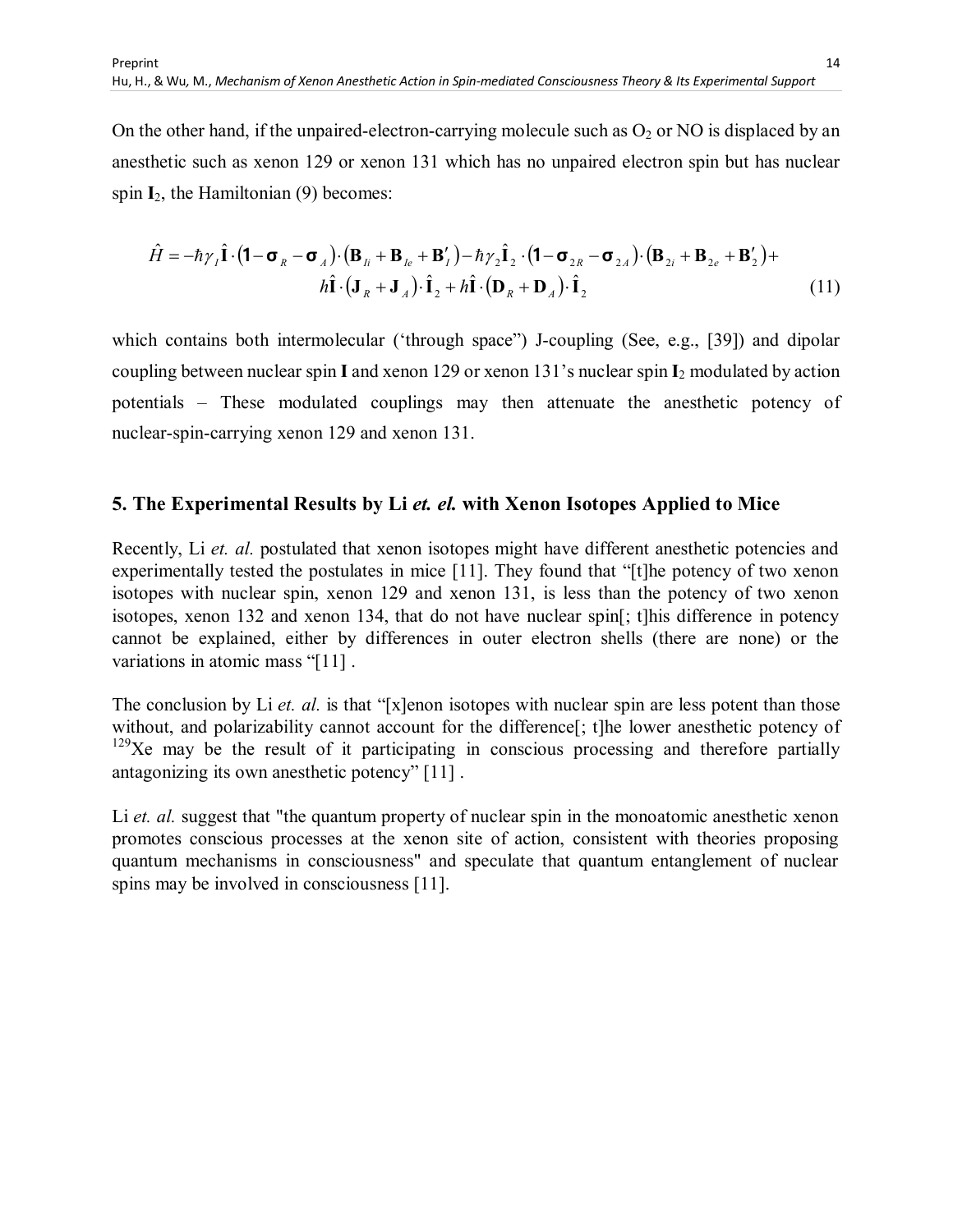On the other hand, if the unpaired-electron-carrying molecule such as $O_2$ or NO is displaced by an anesthetic such as xenon 129 or xenon 131 which has no unpaired electron spin but has nuclear spin $\mathbf{I}_2$, the Hamiltonian (9) becomes:

$$
\begin{aligned}
\hat{H} = -\hbar\gamma_I \hat{\mathbf{I}} \cdot (\mathbf{1} - \boldsymbol{\sigma}_R - \boldsymbol{\sigma}_A) \cdot (\mathbf{B}_{Ii} + \mathbf{B}_{Ie} + \mathbf{B}'_I) - \hbar\gamma_2 \hat{\mathbf{I}}_2 \cdot (\mathbf{1} - \boldsymbol{\sigma}_{2R} - \boldsymbol{\sigma}_{2A}) \cdot (\mathbf{B}_{2i} + \mathbf{B}_{2e} + \mathbf{B}'_2) + \\
h\hat{\mathbf{I}} \cdot (\mathbf{J}_R + \mathbf{J}_A) \cdot \hat{\mathbf{I}}_2 + h\hat{\mathbf{I}} \cdot (\mathbf{D}_R + \mathbf{D}_A) \cdot \hat{\mathbf{I}}_2
\end{aligned} \tag{11}
$$

which contains both intermolecular ('through space") J-coupling (See, e.g., [39]) and dipolar coupling between nuclear spin $\mathbf{I}$ and xenon 129 or xenon 131's nuclear spin $\mathbf{I}_2$ modulated by action potentials – These modulated couplings may then attenuate the anesthetic potency of nuclear-spin-carrying xenon 129 and xenon 131.

## 5. The Experimental Results by Li *et. el.* with Xenon Isotopes Applied to Mice

Recently, Li *et. al.* postulated that xenon isotopes might have different anesthetic potencies and experimentally tested the postulates in mice [11]. They found that "[t]he potency of two xenon isotopes with nuclear spin, xenon 129 and xenon 131, is less than the potency of two xenon isotopes, xenon 132 and xenon 134, that do not have nuclear spin[; t]his difference in potency cannot be explained, either by differences in outer electron shells (there are none) or the variations in atomic mass "[11] .

The conclusion by Li *et. al.* is that "[x]enon isotopes with nuclear spin are less potent than those without, and polarizability cannot account for the difference[; t]he lower anesthetic potency of $^{129}$Xe may be the result of it participating in conscious processing and therefore partially antagonizing its own anesthetic potency" [11] .

Li *et. al.* suggest that "the quantum property of nuclear spin in the monoatomic anesthetic xenon promotes conscious processes at the xenon site of action, consistent with theories proposing quantum mechanisms in consciousness" and speculate that quantum entanglement of nuclear spins may be involved in consciousness [11].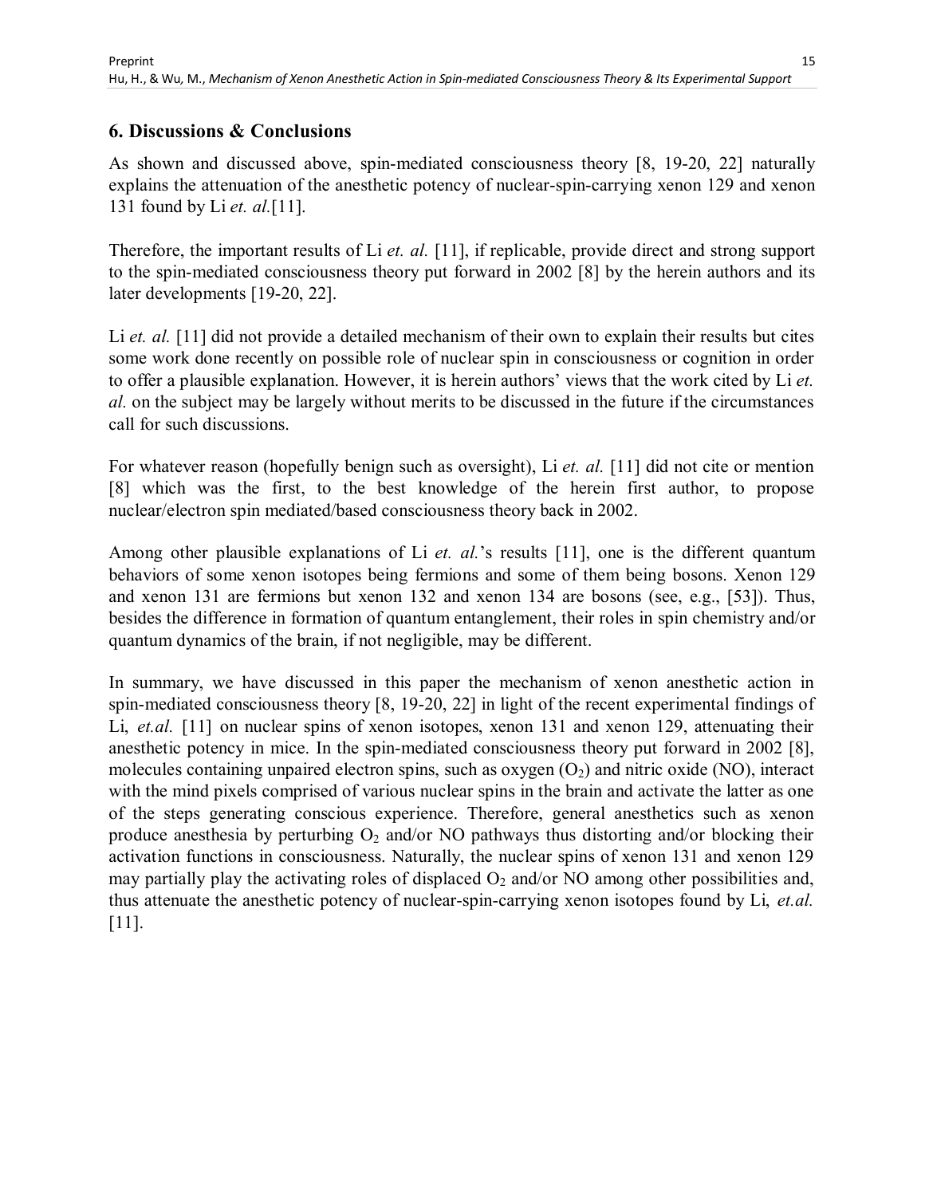## 6. Discussions & Conclusions

As shown and discussed above, spin-mediated consciousness theory [8, 19-20, 22] naturally explains the attenuation of the anesthetic potency of nuclear-spin-carrying xenon 129 and xenon 131 found by Li *et. al.*[11].

Therefore, the important results of Li *et. al.* [11], if replicable, provide direct and strong support to the spin-mediated consciousness theory put forward in 2002 [8] by the herein authors and its later developments [19-20, 22].

Li *et. al.* [11] did not provide a detailed mechanism of their own to explain their results but cites some work done recently on possible role of nuclear spin in consciousness or cognition in order to offer a plausible explanation. However, it is herein authors' views that the work cited by Li *et. al.* on the subject may be largely without merits to be discussed in the future if the circumstances call for such discussions.

For whatever reason (hopefully benign such as oversight), Li *et. al.* [11] did not cite or mention [8] which was the first, to the best knowledge of the herein first author, to propose nuclear/electron spin mediated/based consciousness theory back in 2002.

Among other plausible explanations of Li *et. al.*'s results [11], one is the different quantum behaviors of some xenon isotopes being fermions and some of them being bosons. Xenon 129 and xenon 131 are fermions but xenon 132 and xenon 134 are bosons (see, e.g., [53]). Thus, besides the difference in formation of quantum entanglement, their roles in spin chemistry and/or quantum dynamics of the brain, if not negligible, may be different.

In summary, we have discussed in this paper the mechanism of xenon anesthetic action in spin-mediated consciousness theory [8, 19-20, 22] in light of the recent experimental findings of Li, *et.al.* [11] on nuclear spins of xenon isotopes, xenon 131 and xenon 129, attenuating their anesthetic potency in mice. In the spin-mediated consciousness theory put forward in 2002 [8], molecules containing unpaired electron spins, such as oxygen ($O_2$) and nitric oxide (NO), interact with the mind pixels comprised of various nuclear spins in the brain and activate the latter as one of the steps generating conscious experience. Therefore, general anesthetics such as xenon produce anesthesia by perturbing $O_2$ and/or NO pathways thus distorting and/or blocking their activation functions in consciousness. Naturally, the nuclear spins of xenon 131 and xenon 129 may partially play the activating roles of displaced $O_2$ and/or NO among other possibilities and, thus attenuate the anesthetic potency of nuclear-spin-carrying xenon isotopes found by Li, *et.al.* [11].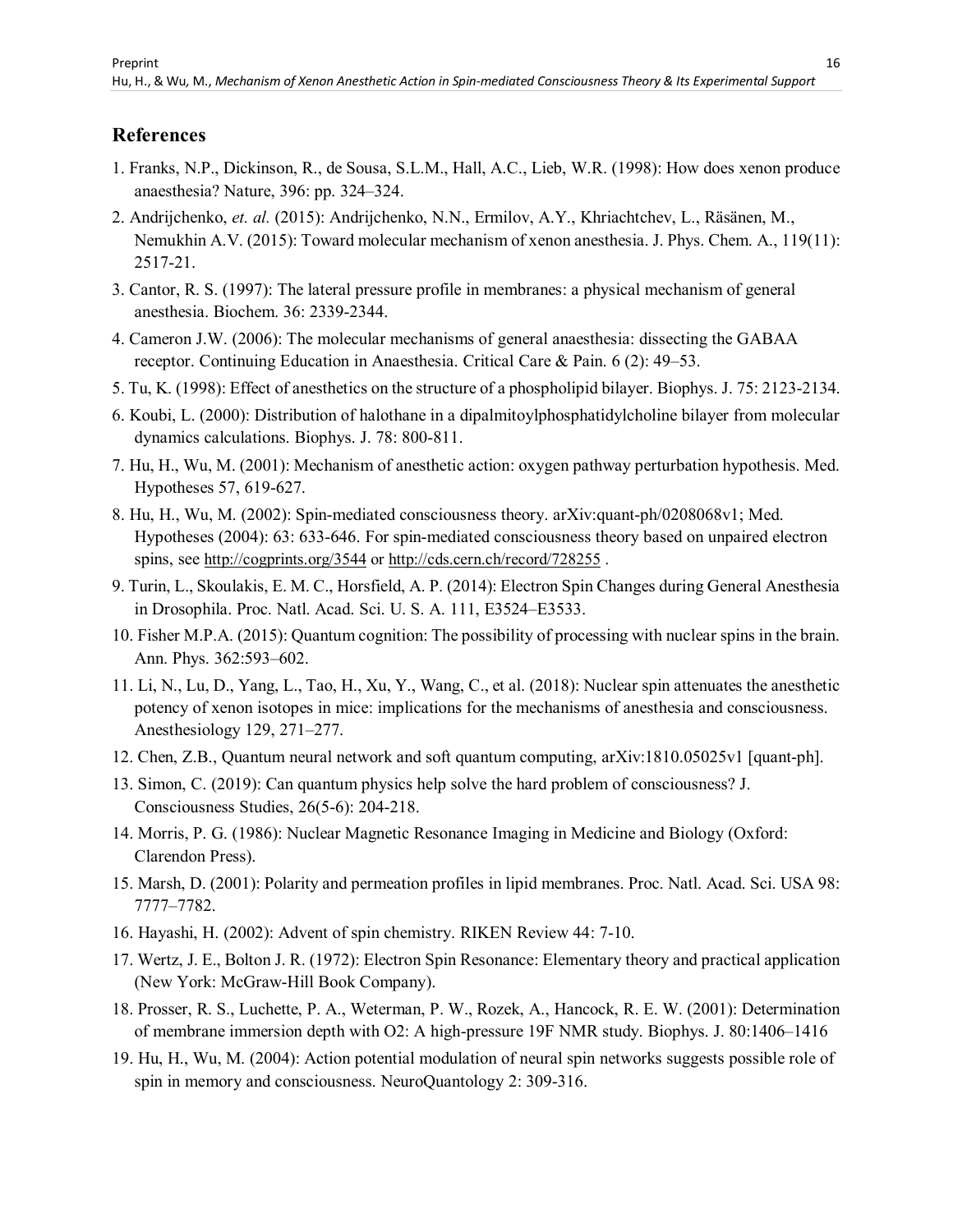## References

1. Franks, N.P., Dickinson, R., de Sousa, S.L.M., Hall, A.C., Lieb, W.R. (1998): How does xenon produce anaesthesia? Nature, 396: pp. 324–324.
2. Andrijchenko, *et. al.* (2015): Andrijchenko, N.N., Ermilov, A.Y., Khriachtchev, L., Räsänen, M., Nemukhin A.V. (2015): Toward molecular mechanism of xenon anesthesia. J. Phys. Chem. A., 119(11): 2517-21.
3. Cantor, R. S. (1997): The lateral pressure profile in membranes: a physical mechanism of general anesthesia. Biochem. 36: 2339-2344.
4. Cameron J.W. (2006): The molecular mechanisms of general anaesthesia: dissecting the GABAA receptor. Continuing Education in Anaesthesia. Critical Care & Pain. 6 (2): 49–53.
5. Tu, K. (1998): Effect of anesthetics on the structure of a phospholipid bilayer. Biophys. J. 75: 2123-2134.
6. Koubi, L. (2000): Distribution of halothane in a dipalmitoylphosphatidylcholine bilayer from molecular dynamics calculations. Biophys. J. 78: 800-811.
7. Hu, H., Wu, M. (2001): Mechanism of anesthetic action: oxygen pathway perturbation hypothesis. Med. Hypotheses 57, 619-627.
8. Hu, H., Wu, M. (2002): Spin-mediated consciousness theory. arXiv:quant-ph/0208068v1; Med. Hypotheses (2004): 63: 633-646. For spin-mediated consciousness theory based on unpaired electron spins, see http://cogprints.org/3544 or http://cds.cern.ch/record/728255 .
9. Turin, L., Skoulakis, E. M. C., Horsfield, A. P. (2014): Electron Spin Changes during General Anesthesia in Drosophila. Proc. Natl. Acad. Sci. U. S. A. 111, E3524–E3533.
10. Fisher M.P.A. (2015): Quantum cognition: The possibility of processing with nuclear spins in the brain. Ann. Phys. 362:593–602.
11. Li, N., Lu, D., Yang, L., Tao, H., Xu, Y., Wang, C., et al. (2018): Nuclear spin attenuates the anesthetic potency of xenon isotopes in mice: implications for the mechanisms of anesthesia and consciousness. Anesthesiology 129, 271–277.
12. Chen, Z.B., Quantum neural network and soft quantum computing, arXiv:1810.05025v1 [quant-ph].
13. Simon, C. (2019): Can quantum physics help solve the hard problem of consciousness? J. Consciousness Studies, 26(5-6): 204-218.
14. Morris, P. G. (1986): Nuclear Magnetic Resonance Imaging in Medicine and Biology (Oxford: Clarendon Press).
15. Marsh, D. (2001): Polarity and permeation profiles in lipid membranes. Proc. Natl. Acad. Sci. USA 98: 7777–7782.
16. Hayashi, H. (2002): Advent of spin chemistry. RIKEN Review 44: 7-10.
17. Wertz, J. E., Bolton J. R. (1972): Electron Spin Resonance: Elementary theory and practical application (New York: McGraw-Hill Book Company).
18. Prosser, R. S., Luchette, P. A., Weterman, P. W., Rozek, A., Hancock, R. E. W. (2001): Determination of membrane immersion depth with O2: A high-pressure 19F NMR study. Biophys. J. 80:1406–1416
19. Hu, H., Wu, M. (2004): Action potential modulation of neural spin networks suggests possible role of spin in memory and consciousness. NeuroQuantology 2: 309-316.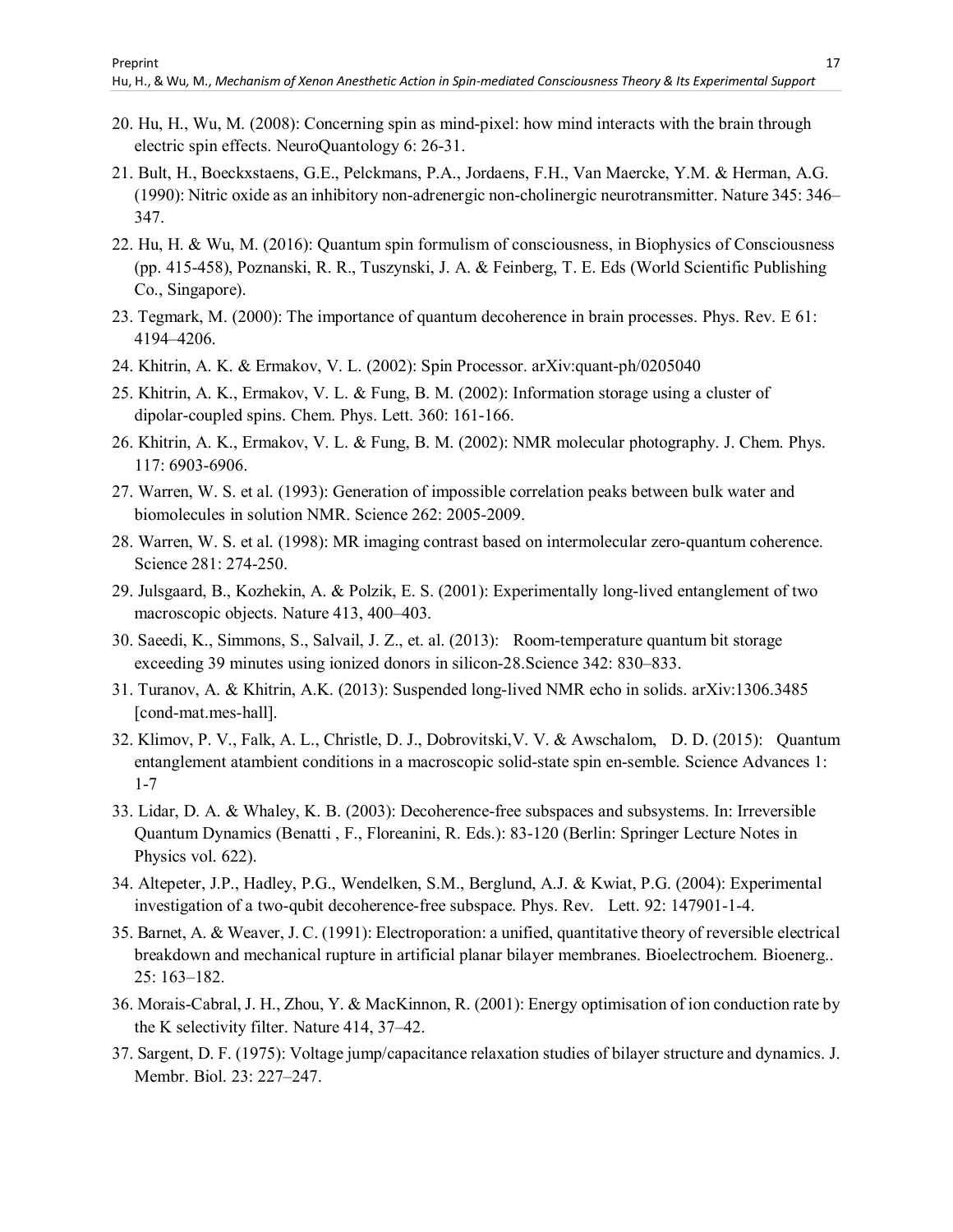20. Hu, H., Wu, M. (2008): Concerning spin as mind-pixel: how mind interacts with the brain through electric spin effects. NeuroQuantology 6: 26-31.
21. Bult, H., Boeckxstaens, G.E., Pelckmans, P.A., Jordaens, F.H., Van Maercke, Y.M. & Herman, A.G. (1990): Nitric oxide as an inhibitory non-adrenergic non-cholinergic neurotransmitter. Nature 345: 346–347.
22. Hu, H. & Wu, M. (2016): Quantum spin formulism of consciousness, in Biophysics of Consciousness (pp. 415-458), Poznanski, R. R., Tuszynski, J. A. & Feinberg, T. E. Eds (World Scientific Publishing Co., Singapore).
23. Tegmark, M. (2000): The importance of quantum decoherence in brain processes. Phys. Rev. E 61: 4194–4206.
24. Khitrin, A. K. & Ermakov, V. L. (2002): Spin Processor. arXiv:quant-ph/0205040
25. Khitrin, A. K., Ermakov, V. L. & Fung, B. M. (2002): Information storage using a cluster of dipolar-coupled spins. Chem. Phys. Lett. 360: 161-166.
26. Khitrin, A. K., Ermakov, V. L. & Fung, B. M. (2002): NMR molecular photography. J. Chem. Phys. 117: 6903-6906.
27. Warren, W. S. et al. (1993): Generation of impossible correlation peaks between bulk water and biomolecules in solution NMR. Science 262: 2005-2009.
28. Warren, W. S. et al. (1998): MR imaging contrast based on intermolecular zero-quantum coherence. Science 281: 274-250.
29. Julsgaard, B., Kozhekin, A. & Polzik, E. S. (2001): Experimentally long-lived entanglement of two macroscopic objects. Nature 413, 400–403.
30. Saeedi, K., Simmons, S., Salvail, J. Z., et. al. (2013): Room-temperature quantum bit storage exceeding 39 minutes using ionized donors in silicon-28.Science 342: 830–833.
31. Turanov, A. & Khitrin, A.K. (2013): Suspended long-lived NMR echo in solids. arXiv:1306.3485 [cond-mat.mes-hall].
32. Klimov, P. V., Falk, A. L., Christle, D. J., Dobrovitski,V. V. & Awschalom, D. D. (2015): Quantum entanglement atambient conditions in a macroscopic solid-state spin en-semble. Science Advances 1: 1-7
33. Lidar, D. A. & Whaley, K. B. (2003): Decoherence-free subspaces and subsystems. In: Irreversible Quantum Dynamics (Benatti , F., Floreanini, R. Eds.): 83-120 (Berlin: Springer Lecture Notes in Physics vol. 622).
34. Altepeter, J.P., Hadley, P.G., Wendelken, S.M., Berglund, A.J. & Kwiat, P.G. (2004): Experimental investigation of a two-qubit decoherence-free subspace. Phys. Rev. Lett. 92: 147901-1-4.
35. Barnet, A. & Weaver, J. C. (1991): Electroporation: a unified, quantitative theory of reversible electrical breakdown and mechanical rupture in artificial planar bilayer membranes. Bioelectrochem. Bioenerg.. 25: 163–182.
36. Morais-Cabral, J. H., Zhou, Y. & MacKinnon, R. (2001): Energy optimisation of ion conduction rate by the K selectivity filter. Nature 414, 37–42.
37. Sargent, D. F. (1975): Voltage jump/capacitance relaxation studies of bilayer structure and dynamics. J. Membr. Biol. 23: 227–247.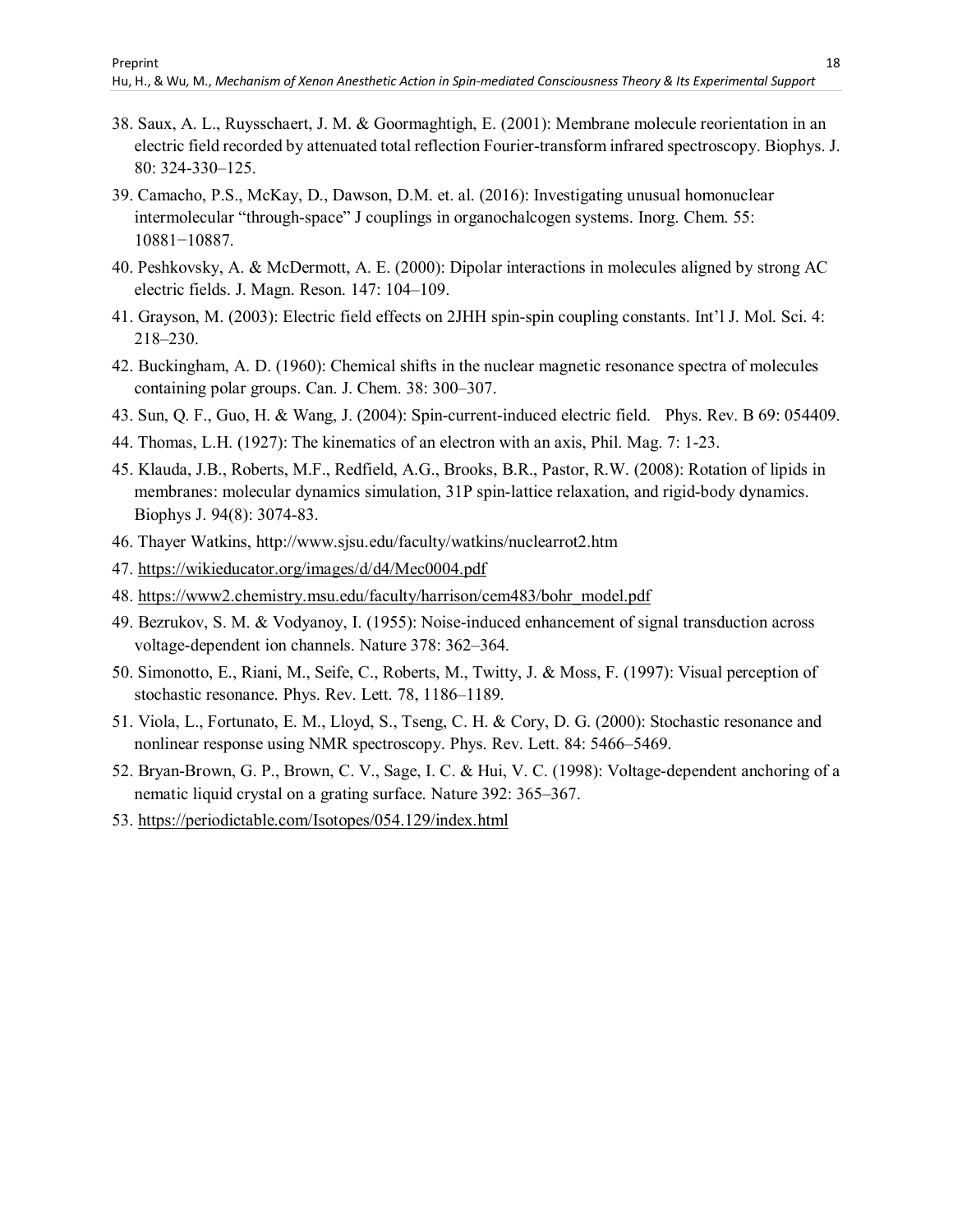38. Saux, A. L., Ruysschaert, J. M. & Goormaghtigh, E. (2001): Membrane molecule reorientation in an electric field recorded by attenuated total reflection Fourier-transform infrared spectroscopy. Biophys. J. 80: 324-330–125.
39. Camacho, P.S., McKay, D., Dawson, D.M. et. al. (2016): Investigating unusual homonuclear intermolecular "through-space" J couplings in organochalcogen systems. Inorg. Chem. 55: 10881−10887.
40. Peshkovsky, A. & McDermott, A. E. (2000): Dipolar interactions in molecules aligned by strong AC electric fields. J. Magn. Reson. 147: 104–109.
41. Grayson, M. (2003): Electric field effects on 2JHH spin-spin coupling constants. Int'l J. Mol. Sci. 4: 218–230.
42. Buckingham, A. D. (1960): Chemical shifts in the nuclear magnetic resonance spectra of molecules containing polar groups. Can. J. Chem. 38: 300–307.
43. Sun, Q. F., Guo, H. & Wang, J. (2004): Spin-current-induced electric field. Phys. Rev. B 69: 054409.
44. Thomas, L.H. (1927): The kinematics of an electron with an axis, Phil. Mag. 7: 1-23.
45. Klauda, J.B., Roberts, M.F., Redfield, A.G., Brooks, B.R., Pastor, R.W. (2008): Rotation of lipids in membranes: molecular dynamics simulation, 31P spin-lattice relaxation, and rigid-body dynamics. Biophys J. 94(8): 3074-83.
46. Thayer Watkins, http://www.sjsu.edu/faculty/watkins/nuclearrot2.htm
47. https://wikieducator.org/images/d/d4/Mec0004.pdf
48. https://www2.chemistry.msu.edu/faculty/harrison/cem483/bohr_model.pdf
49. Bezrukov, S. M. & Vodyanoy, I. (1955): Noise-induced enhancement of signal transduction across voltage-dependent ion channels. Nature 378: 362–364.
50. Simonotto, E., Riani, M., Seife, C., Roberts, M., Twitty, J. & Moss, F. (1997): Visual perception of stochastic resonance. Phys. Rev. Lett. 78, 1186–1189.
51. Viola, L., Fortunato, E. M., Lloyd, S., Tseng, C. H. & Cory, D. G. (2000): Stochastic resonance and nonlinear response using NMR spectroscopy. Phys. Rev. Lett. 84: 5466–5469.
52. Bryan-Brown, G. P., Brown, C. V., Sage, I. C. & Hui, V. C. (1998): Voltage-dependent anchoring of a nematic liquid crystal on a grating surface. Nature 392: 365–367.
53. https://periodictable.com/Isotopes/054.129/index.html